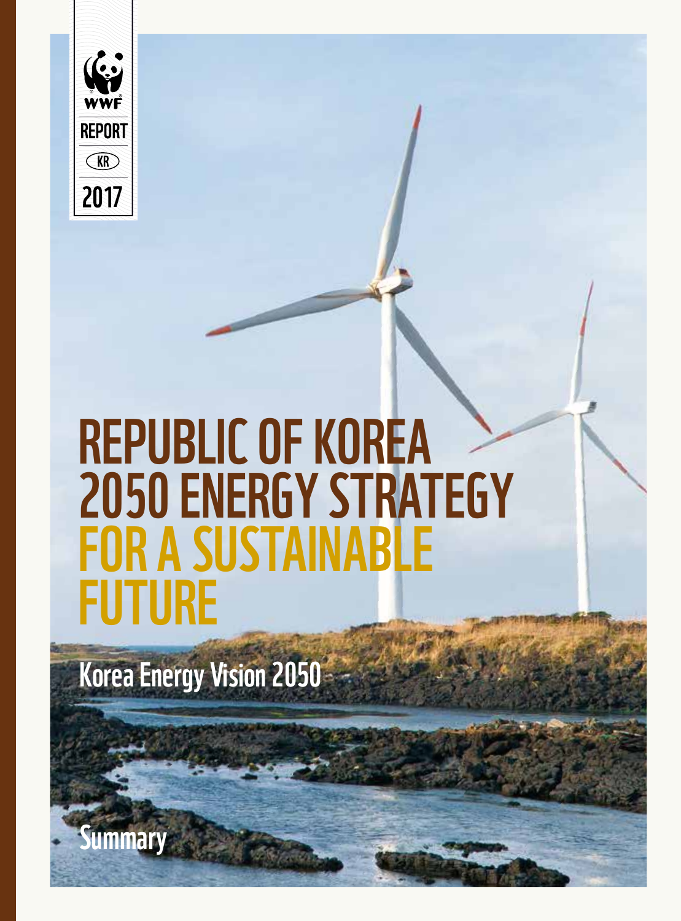WWF

REPORT

KR

2017

# REPUBLIC OF KOREA 2050 ENERGY STRATEGY FOR A SUSTAINABLE FUTURE

## Korea Energy Vision 2050

## Summary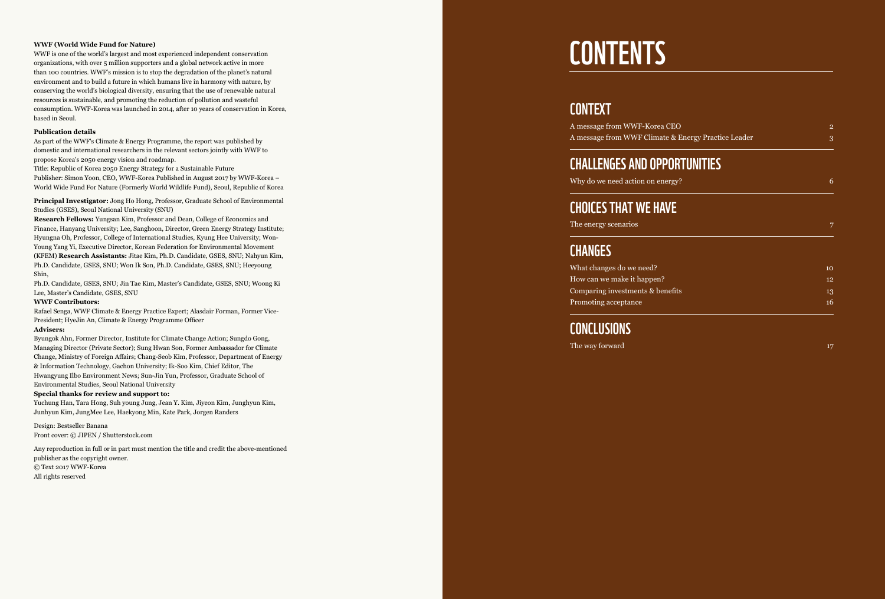**WWF (World Wide Fund for Nature)**

WWF is one of the world's largest and most experienced independent conservation organizations, with over 5 million supporters and a global network active in more than 100 countries. WWF's mission is to stop the degradation of the planet's natural environment and to build a future in which humans live in harmony with nature, by conserving the world's biological diversity, ensuring that the use of renewable natural resources is sustainable, and promoting the reduction of pollution and wasteful consumption. WWF-Korea was launched in 2014, after 10 years of conservation in Korea, based in Seoul.

**Publication details**

As part of the WWF's Climate & Energy Programme, the report was published by domestic and international researchers in the relevant sectors jointly with WWF to propose Korea's 2050 energy vision and roadmap.

Title: Republic of Korea 2050 Energy Strategy for a Sustainable Future

Publisher: Simon Yoon, CEO, WWF-Korea Published in August 2017 by WWF-Korea – World Wide Fund For Nature (Formerly World Wildlife Fund), Seoul, Republic of Korea

**Principal Investigator:** Jong Ho Hong, Professor, Graduate School of Environmental Studies (GSES), Seoul National University (SNU)

**Research Fellows:** Yungsan Kim, Professor and Dean, College of Economics and Finance, Hanyang University; Lee, Sanghoon, Director, Green Energy Strategy Institute; Hyungna Oh, Professor, College of International Studies, Kyung Hee University; Won-Young Yang Yi, Executive Director, Korean Federation for Environmental Movement (KFEM) **Research Assistants:** Jitae Kim, Ph.D. Candidate, GSES, SNU; Nahyun Kim, Ph.D. Candidate, GSES, SNU; Won Ik Son, Ph.D. Candidate, GSES, SNU; Heeyoung Shin,

Ph.D. Candidate, GSES, SNU; Jin Tae Kim, Master's Candidate, GSES, SNU; Woong Ki Lee, Master's Candidate, GSES, SNU

**WWF Contributors:**

Rafael Senga, WWF Climate & Energy Practice Expert; Alasdair Forman, Former Vice-President; HyeJin An, Climate & Energy Programme Officer

**Advisers:**

Byungok Ahn, Former Director, Institute for Climate Change Action; Sungdo Gong, Managing Director (Private Sector); Sung Hwan Son, Former Ambassador for Climate Change, Ministry of Foreign Affairs; Chang-Seob Kim, Professor, Department of Energy & Information Technology, Gachon University; Ik-Soo Kim, Chief Editor, The Hwangyung Ilbo Environment News; Sun-Jin Yun, Professor, Graduate School of Environmental Studies, Seoul National University

**Special thanks for review and support to:**

Yuchung Han, Tara Hong, Suh young Jung, Jean Y. Kim, Jiyeon Kim, Junghyun Kim, Junhyun Kim, JungMee Lee, Haekyong Min, Kate Park, Jorgen Randers

Design: Bestseller Banana

Front cover: © JIPEN / Shutterstock.com

Any reproduction in full or in part must mention the title and credit the above-mentioned publisher as the copyright owner.

© Text 2017 WWF-Korea

All rights reserved

# CONTENTS

## CONTEXT

A message from WWF-Korea CEO 2

A message from WWF Climate & Energy Practice Leader 3

## CHALLENGES AND OPPORTUNITIES

Why do we need action on energy? 6

## CHOICES THAT WE HAVE

The energy scenarios 7

## CHANGES

What changes do we need? 10

How can we make it happen? 12

Comparing investments & benefits 13

Promoting acceptance 16

## CONCLUSIONS

The way forward 17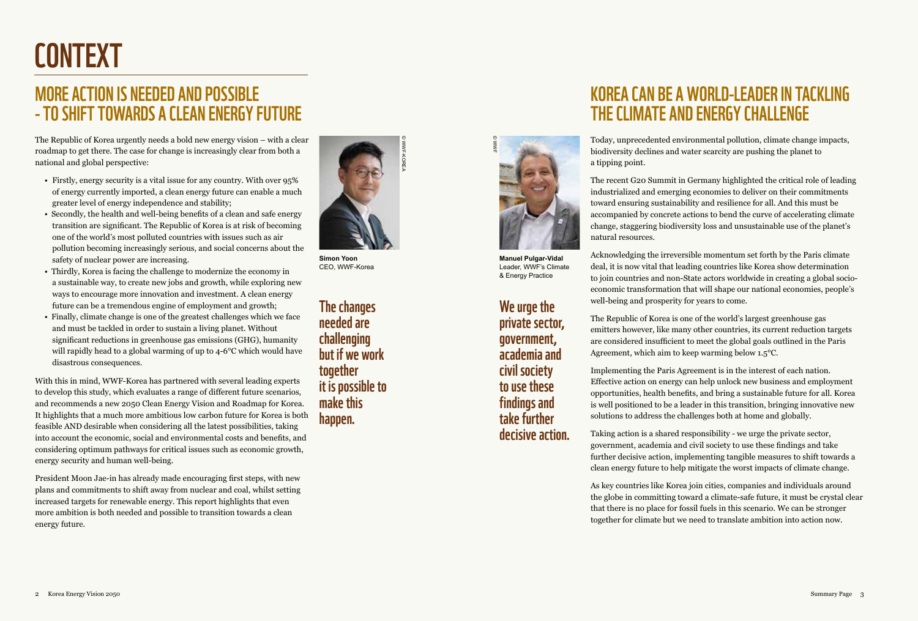# CONTEXT

## MORE ACTION IS NEEDED AND POSSIBLE - TO SHIFT TOWARDS A CLEAN ENERGY FUTURE

The Republic of Korea urgently needs a bold new energy vision – with a clear roadmap to get there. The case for change is increasingly clear from both a national and global perspective:

- Firstly, energy security is a vital issue for any country. With over 95% of energy currently imported, a clean energy future can enable a much greater level of energy independence and stability;
- Secondly, the health and well-being benefits of a clean and safe energy transition are significant. The Republic of Korea is at risk of becoming one of the world's most polluted countries with issues such as air pollution becoming increasingly serious, and social concerns about the safety of nuclear power are increasing.
- Thirdly, Korea is facing the challenge to modernize the economy in a sustainable way, to create new jobs and growth, while exploring new ways to encourage more innovation and investment. A clean energy future can be a tremendous engine of employment and growth;
- Finally, climate change is one of the greatest challenges which we face and must be tackled in order to sustain a living planet. Without significant reductions in greenhouse gas emissions (GHG), humanity will rapidly head to a global warming of up to 4-6°C which would have disastrous consequences.

With this in mind, WWF-Korea has partnered with several leading experts to develop this study, which evaluates a range of different future scenarios, and recommends a new 2050 Clean Energy Vision and Roadmap for Korea. It highlights that a much more ambitious low carbon future for Korea is both feasible AND desirable when considering all the latest possibilities, taking into account the economic, social and environmental costs and benefits, and considering optimum pathways for critical issues such as economic growth, energy security and human well-being.

President Moon Jae-in has already made encouraging first steps, with new plans and commitments to shift away from nuclear and coal, whilst setting increased targets for renewable energy. This report highlights that even more ambition is both needed and possible to transition towards a clean energy future.

© WWF-KOREA

**Simon Yoon**
CEO, WWF-Korea

**The changes needed are challenging but if we work together it is possible to make this happen.**

© WWF

**Manuel Pulgar-Vidal**
Leader, WWF's Climate & Energy Practice

**We urge the private sector, government, academia and civil society to use these findings and take further decisive action.**

## KOREA CAN BE A WORLD-LEADER IN TACKLING THE CLIMATE AND ENERGY CHALLENGE

Today, unprecedented environmental pollution, climate change impacts, biodiversity declines and water scarcity are pushing the planet to a tipping point.

The recent G20 Summit in Germany highlighted the critical role of leading industrialized and emerging economies to deliver on their commitments toward ensuring sustainability and resilience for all. And this must be accompanied by concrete actions to bend the curve of accelerating climate change, staggering biodiversity loss and unsustainable use of the planet's natural resources.

Acknowledging the irreversible momentum set forth by the Paris climate deal, it is now vital that leading countries like Korea show determination to join countries and non-State actors worldwide in creating a global socio-economic transformation that will shape our national economies, people's well-being and prosperity for years to come.

The Republic of Korea is one of the world's largest greenhouse gas emitters however, like many other countries, its current reduction targets are considered insufficient to meet the global goals outlined in the Paris Agreement, which aim to keep warming below 1.5°C.

Implementing the Paris Agreement is in the interest of each nation. Effective action on energy can help unlock new business and employment opportunities, health benefits, and bring a sustainable future for all. Korea is well positioned to be a leader in this transition, bringing innovative new solutions to address the challenges both at home and globally.

Taking action is a shared responsibility - we urge the private sector, government, academia and civil society to use these findings and take further decisive action, implementing tangible measures to shift towards a clean energy future to help mitigate the worst impacts of climate change.

As key countries like Korea join cities, companies and individuals around the globe in committing toward a climate-safe future, it must be crystal clear that there is no place for fossil fuels in this scenario. We can be stronger together for climate but we need to translate ambition into action now.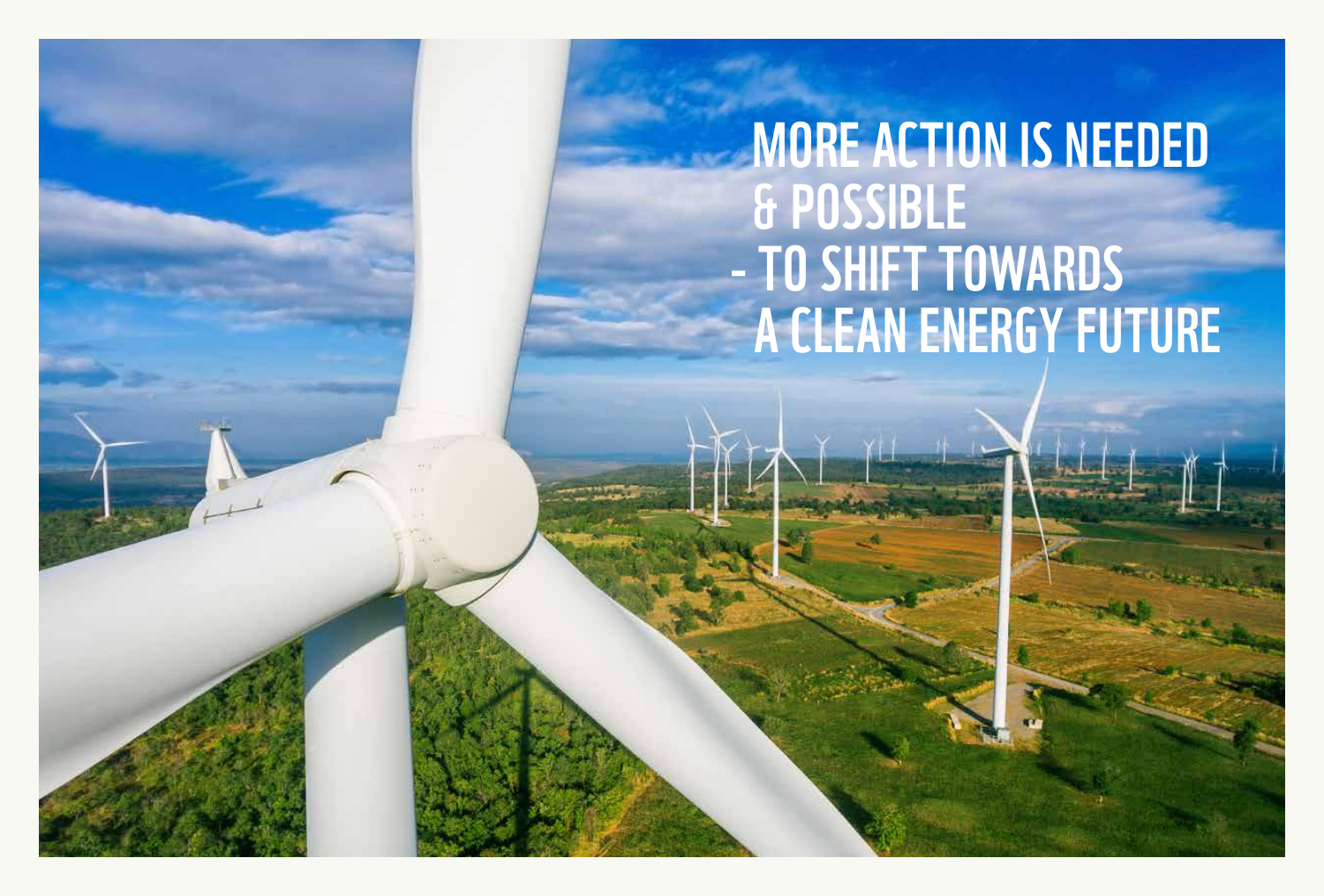# MORE ACTION IS NEEDED & POSSIBLE - TO SHIFT TOWARDS A CLEAN ENERGY FUTURE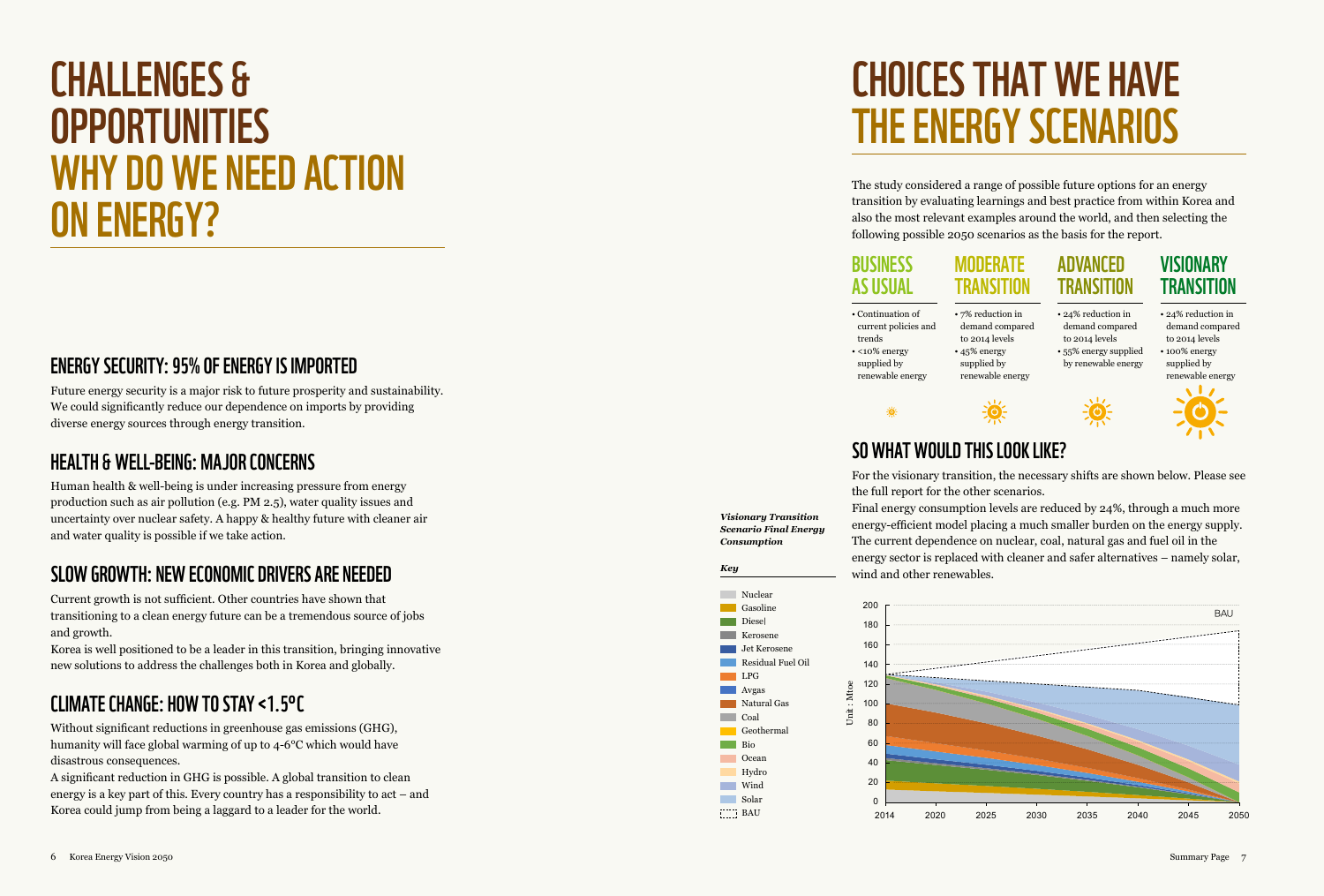# CHALLENGES & OPPORTUNITIES

# WHY DO WE NEED ACTION ON ENERGY?

## ENERGY SECURITY: 95% OF ENERGY IS IMPORTED

Future energy security is a major risk to future prosperity and sustainability. We could significantly reduce our dependence on imports by providing diverse energy sources through energy transition.

## HEALTH & WELL-BEING: MAJOR CONCERNS

Human health & well-being is under increasing pressure from energy production such as air pollution (e.g. PM 2.5), water quality issues and uncertainty over nuclear safety. A happy & healthy future with cleaner air and water quality is possible if we take action.

## SLOW GROWTH: NEW ECONOMIC DRIVERS ARE NEEDED

Current growth is not sufficient. Other countries have shown that transitioning to a clean energy future can be a tremendous source of jobs and growth.

Korea is well positioned to be a leader in this transition, bringing innovative new solutions to address the challenges both in Korea and globally.

## CLIMATE CHANGE: HOW TO STAY <1.5°C

Without significant reductions in greenhouse gas emissions (GHG), humanity will face global warming of up to 4-6°C which would have disastrous consequences.

A significant reduction in GHG is possible. A global transition to clean energy is a key part of this. Every country has a responsibility to act – and Korea could jump from being a laggard to a leader for the world.

# CHOICES THAT WE HAVE

# THE ENERGY SCENARIOS

The study considered a range of possible future options for an energy transition by evaluating learnings and best practice from within Korea and also the most relevant examples around the world, and then selecting the following possible 2050 scenarios as the basis for the report.

### BUSINESS AS USUAL

- Continuation of current policies and trends
- <10% energy supplied by renewable energy

### MODERATE TRANSITION

- 7% reduction in demand compared to 2014 levels
- 45% energy supplied by renewable energy

### ADVANCED TRANSITION

- 24% reduction in demand compared to 2014 levels
- 55% energy supplied by renewable energy

### VISIONARY TRANSITION

- 24% reduction in demand compared to 2014 levels
- 100% energy supplied by renewable energy

## SO WHAT WOULD THIS LOOK LIKE?

For the visionary transition, the necessary shifts are shown below. Please see the full report for the other scenarios.

Final energy consumption levels are reduced by 24%, through a much more energy-efficient model placing a much smaller burden on the energy supply. The current dependence on nuclear, coal, natural gas and fuel oil in the energy sector is replaced with cleaner and safer alternatives – namely solar, wind and other renewables.

***Visionary Transition Scenario Final Energy Consumption***

***Key***

- Nuclear
- Gasoline
- Diesel
- Kerosene
- Jet Kerosene
- Residual Fuel Oil
- LPG
- Avgas
- Natural Gas
- Coal
- Geothermal
- Bio
- Ocean
- Hydro
- Wind
- Solar
- BAU

Unit : Mtoe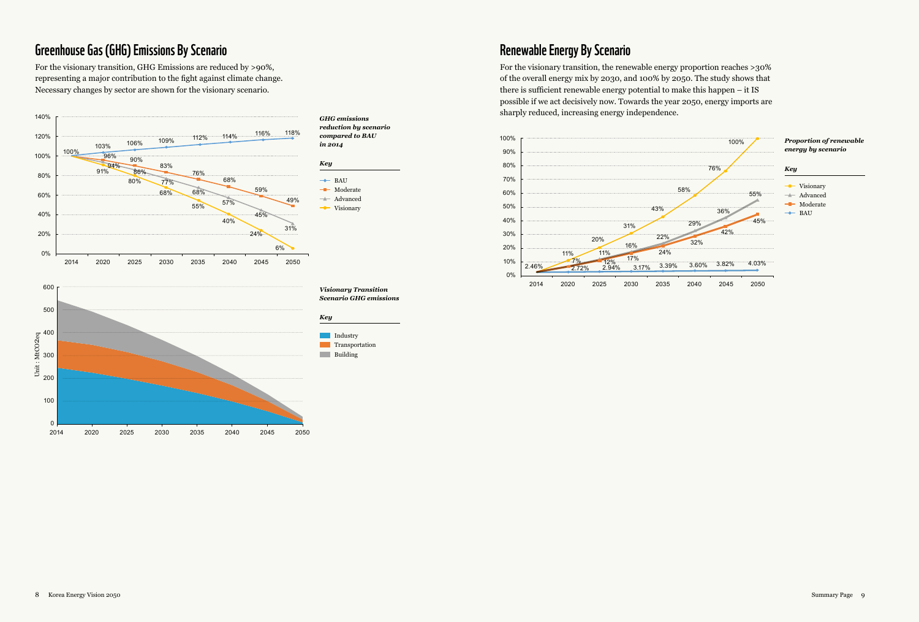## Greenhouse Gas (GHG) Emissions By Scenario

For the visionary transition, GHG Emissions are reduced by >90%, representing a major contribution to the fight against climate change. Necessary changes by sector are shown for the visionary scenario.

***GHG emissions reduction by scenario compared to BAU in 2014***

| Scenario | 2014 | 2020 | 2025 | 2030 | 2035 | 2040 | 2045 | 2050 |
|---|---|---|---|---|---|---|---|---|
| BAU | 100% | 103% | 106% | 109% | 112% | 114% | 116% | 118% |
| Moderate | 100% | 96% | 90% | 83% | 76% | 68% | 59% | 49% |
| Advanced | 100% | 94% | 86% | 77% | 68% | 57% | 45% | 31% |
| Visionary | 100% | 91% | 80% | 68% | 55% | 40% | 24% | 6% |

***Visionary Transition Scenario GHG emissions***

Key: Industry, Transportation, Building

Unit : MtCO2eq

## Renewable Energy By Scenario

For the visionary transition, the renewable energy proportion reaches >30% of the overall energy mix by 2030, and 100% by 2050. The study shows that there is sufficient renewable energy potential to make this happen – it IS possible if we act decisively now. Towards the year 2050, energy imports are sharply reduced, increasing energy independence.

***Proportion of renewable energy by scenario***

| Scenario | 2014 | 2020 | 2025 | 2030 | 2035 | 2040 | 2045 | 2050 |
|---|---|---|---|---|---|---|---|---|
| Visionary | 2.46% | 11% | 20% | 31% | 43% | 58% | 76% | 100% |
| Advanced | 2.46% | 7% | 12% | 17% | 24% | 32% | 42% | 55% |
| Moderate | 2.46% | 7% | 11% | 16% | 22% | 29% | 36% | 45% |
| BAU | 2.46% | 2.72% | 2.94% | 3.17% | 3.39% | 3.60% | 3.82% | 4.03% |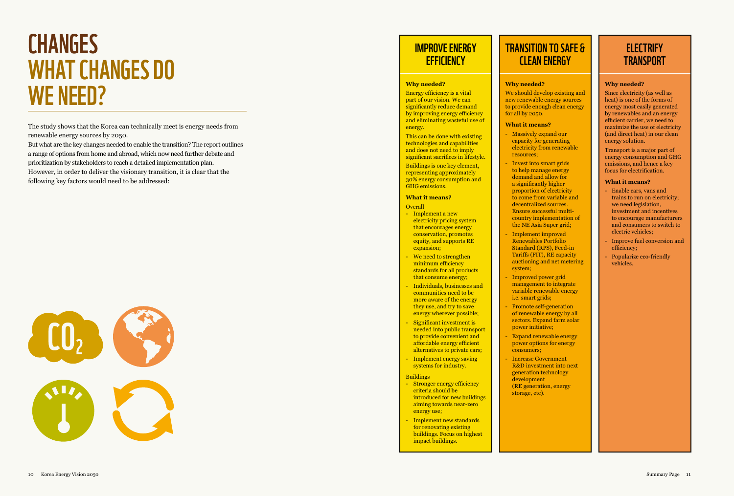# CHANGES
## WHAT CHANGES DO WE NEED?

The study shows that the Korea can technically meet is energy needs from renewable energy sources by 2050.
But what are the key changes needed to enable the transition? The report outlines a range of options from home and abroad, which now need further debate and prioritization by stakeholders to reach a detailed implementation plan.
However, in order to deliver the visionary transition, it is clear that the following key factors would need to be addressed:

## IMPROVE ENERGY EFFICIENCY

**Why needed?**

Energy efficiency is a vital part of our vision. We can significantly reduce demand by improving energy efficiency and eliminating wasteful use of energy.

This can be done with existing technologies and capabilities and does not need to imply significant sacrifices in lifestyle.

Buildings is one key element, representing approximately 30% energy consumption and GHG emissions.

**What it means?**

Overall

- Implement a new electricity pricing system that encourages energy conservation, promotes equity, and supports RE expansion;
- We need to strengthen minimum efficiency standards for all products that consume energy;
- Individuals, businesses and communities need to be more aware of the energy they use, and try to save energy wherever possible;
- Significant investment is needed into public transport to provide convenient and affordable energy efficient alternatives to private cars;
- Implement energy saving systems for industry.

Buildings

- Stronger energy efficiency criteria should be introduced for new buildings aiming towards near-zero energy use;
- Implement new standards for renovating existing buildings. Focus on highest impact buildings.

## TRANSITION TO SAFE & CLEAN ENERGY

**Why needed?**

We should develop existing and new renewable energy sources to provide enough clean energy for all by 2050.

**What it means?**

- Massively expand our capacity for generating electricity from renewable resources;
- Invest into smart grids to help manage energy demand and allow for a significantly higher proportion of electricity to come from variable and decentralized sources. Ensure successful multi-country implementation of the NE Asia Super grid;
- Implement improved Renewables Portfolio Standard (RPS), Feed-in Tariffs (FIT), RE capacity auctioning and net metering system;
- Improved power grid management to integrate variable renewable energy i.e. smart grids;
- Promote self-generation of renewable energy by all sectors. Expand farm solar power initiative;
- Expand renewable energy power options for energy consumers;
- Increase Government R&D investment into next generation technology development (RE generation, energy storage, etc).

## ELECTRIFY TRANSPORT

**Why needed?**

Since electricity (as well as heat) is one of the forms of energy most easily generated by renewables and an energy efficient carrier, we need to maximize the use of electricity (and direct heat) in our clean energy solution.

Transport is a major part of energy consumption and GHG emissions, and hence a key focus for electrification.

**What it means?**

- Enable cars, vans and trains to run on electricity; we need legislation, investment and incentives to encourage manufacturers and consumers to switch to electric vehicles;
- Improve fuel conversion and efficiency;
- Popularize eco-friendly vehicles.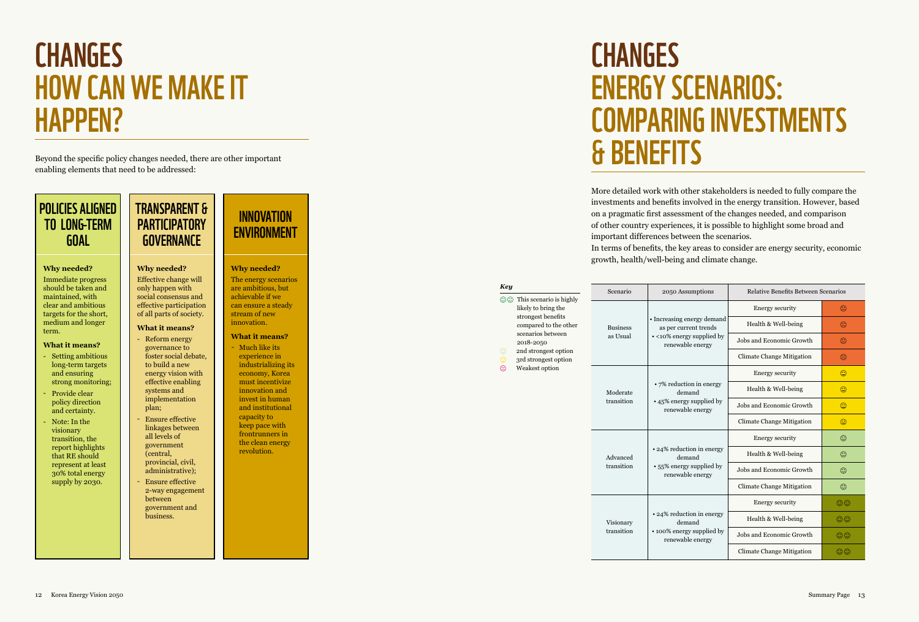# CHANGES
## HOW CAN WE MAKE IT HAPPEN?

Beyond the specific policy changes needed, there are other important enabling elements that need to be addressed:

### POLICIES ALIGNED TO LONG-TERM GOAL

**Why needed?**

Immediate progress should be taken and maintained, with clear and ambitious targets for the short, medium and longer term.

**What it means?**

- Setting ambitious long-term targets and ensuring strong monitoring;
- Provide clear policy direction and certainty.
- Note: In the visionary transition, the report highlights that RE should represent at least 30% total energy supply by 2030.

### TRANSPARENT & PARTICIPATORY GOVERNANCE

**Why needed?**

Effective change will only happen with social consensus and effective participation of all parts of society.

**What it means?**

- Reform energy governance to foster social debate, to build a new energy vision with effective enabling systems and implementation plan;
- Ensure effective linkages between all levels of government (central, provincial, civil, administrative);
- Ensure effective 2-way engagement between government and business.

### INNOVATION ENVIRONMENT

**Why needed?**

The energy scenarios are ambitious, but achievable if we can ensure a steady stream of new innovation.

**What it means?**

- Much like its experience in industrializing its economy, Korea must incentivize innovation and invest in human and institutional capacity to keep pace with frontrunners in the clean energy revolution.

# CHANGES
## ENERGY SCENARIOS: COMPARING INVESTMENTS & BENEFITS

More detailed work with other stakeholders is needed to fully compare the investments and benefits involved in the energy transition. However, based on a pragmatic first assessment of the changes needed, and comparison of other country experiences, it is possible to highlight some broad and important differences between the scenarios.

In terms of benefits, the key areas to consider are energy security, economic growth, health/well-being and climate change.

***Key***

- ☺☺ This scenario is highly likely to bring the strongest benefits compared to the other scenarios between 2018-2050
- ☺ 2nd strongest option
- 😐 3rd strongest option
- ☹ Weakest option

| Scenario | 2050 Assumptions | Relative Benefits Between Scenarios | |
|---|---|---|---|
| Business as Usual | • Increasing energy demand as per current trends<br>• <10% energy supplied by renewable energy | Energy security | ☹ |
| | | Health & Well-being | ☹ |
| | | Jobs and Economic Growth | ☹ |
| | | Climate Change Mitigation | ☹ |
| Moderate transition | • 7% reduction in energy demand<br>• 45% energy supplied by renewable energy | Energy security | 😐 |
| | | Health & Well-being | 😐 |
| | | Jobs and Economic Growth | 😐 |
| | | Climate Change Mitigation | 😐 |
| Advanced transition | • 24% reduction in energy demand<br>• 55% energy supplied by renewable energy | Energy security | ☺ |
| | | Health & Well-being | ☺ |
| | | Jobs and Economic Growth | ☺ |
| | | Climate Change Mitigation | ☺ |
| Visionary transition | • 24% reduction in energy demand<br>• 100% energy supplied by renewable energy | Energy security | ☺☺ |
| | | Health & Well-being | ☺☺ |
| | | Jobs and Economic Growth | ☺☺ |
| | | Climate Change Mitigation | ☺☺ |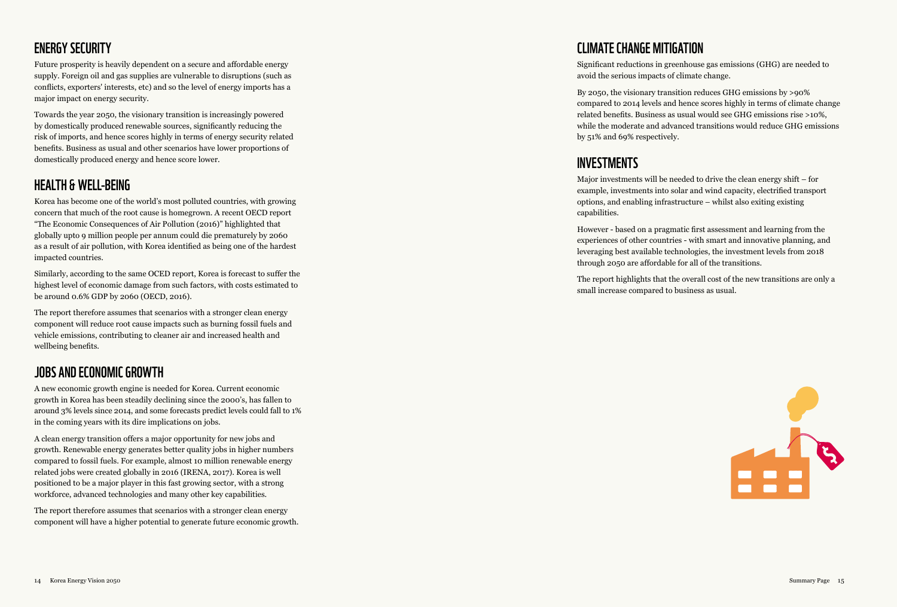## ENERGY SECURITY

Future prosperity is heavily dependent on a secure and affordable energy supply. Foreign oil and gas supplies are vulnerable to disruptions (such as conflicts, exporters' interests, etc) and so the level of energy imports has a major impact on energy security.

Towards the year 2050, the visionary transition is increasingly powered by domestically produced renewable sources, significantly reducing the risk of imports, and hence scores highly in terms of energy security related benefits. Business as usual and other scenarios have lower proportions of domestically produced energy and hence score lower.

## HEALTH & WELL-BEING

Korea has become one of the world's most polluted countries, with growing concern that much of the root cause is homegrown. A recent OECD report "The Economic Consequences of Air Pollution (2016)" highlighted that globally upto 9 million people per annum could die prematurely by 2060 as a result of air pollution, with Korea identified as being one of the hardest impacted countries.

Similarly, according to the same OCED report, Korea is forecast to suffer the highest level of economic damage from such factors, with costs estimated to be around 0.6% GDP by 2060 (OECD, 2016).

The report therefore assumes that scenarios with a stronger clean energy component will reduce root cause impacts such as burning fossil fuels and vehicle emissions, contributing to cleaner air and increased health and wellbeing benefits.

## JOBS AND ECONOMIC GROWTH

A new economic growth engine is needed for Korea. Current economic growth in Korea has been steadily declining since the 2000's, has fallen to around 3% levels since 2014, and some forecasts predict levels could fall to 1% in the coming years with its dire implications on jobs.

A clean energy transition offers a major opportunity for new jobs and growth. Renewable energy generates better quality jobs in higher numbers compared to fossil fuels. For example, almost 10 million renewable energy related jobs were created globally in 2016 (IRENA, 2017). Korea is well positioned to be a major player in this fast growing sector, with a strong workforce, advanced technologies and many other key capabilities.

The report therefore assumes that scenarios with a stronger clean energy component will have a higher potential to generate future economic growth.

## CLIMATE CHANGE MITIGATION

Significant reductions in greenhouse gas emissions (GHG) are needed to avoid the serious impacts of climate change.

By 2050, the visionary transition reduces GHG emissions by >90% compared to 2014 levels and hence scores highly in terms of climate change related benefits. Business as usual would see GHG emissions rise >10%, while the moderate and advanced transitions would reduce GHG emissions by 51% and 69% respectively.

## INVESTMENTS

Major investments will be needed to drive the clean energy shift – for example, investments into solar and wind capacity, electrified transport options, and enabling infrastructure – whilst also exiting existing capabilities.

However - based on a pragmatic first assessment and learning from the experiences of other countries - with smart and innovative planning, and leveraging best available technologies, the investment levels from 2018 through 2050 are affordable for all of the transitions.

The report highlights that the overall cost of the new transitions are only a small increase compared to business as usual.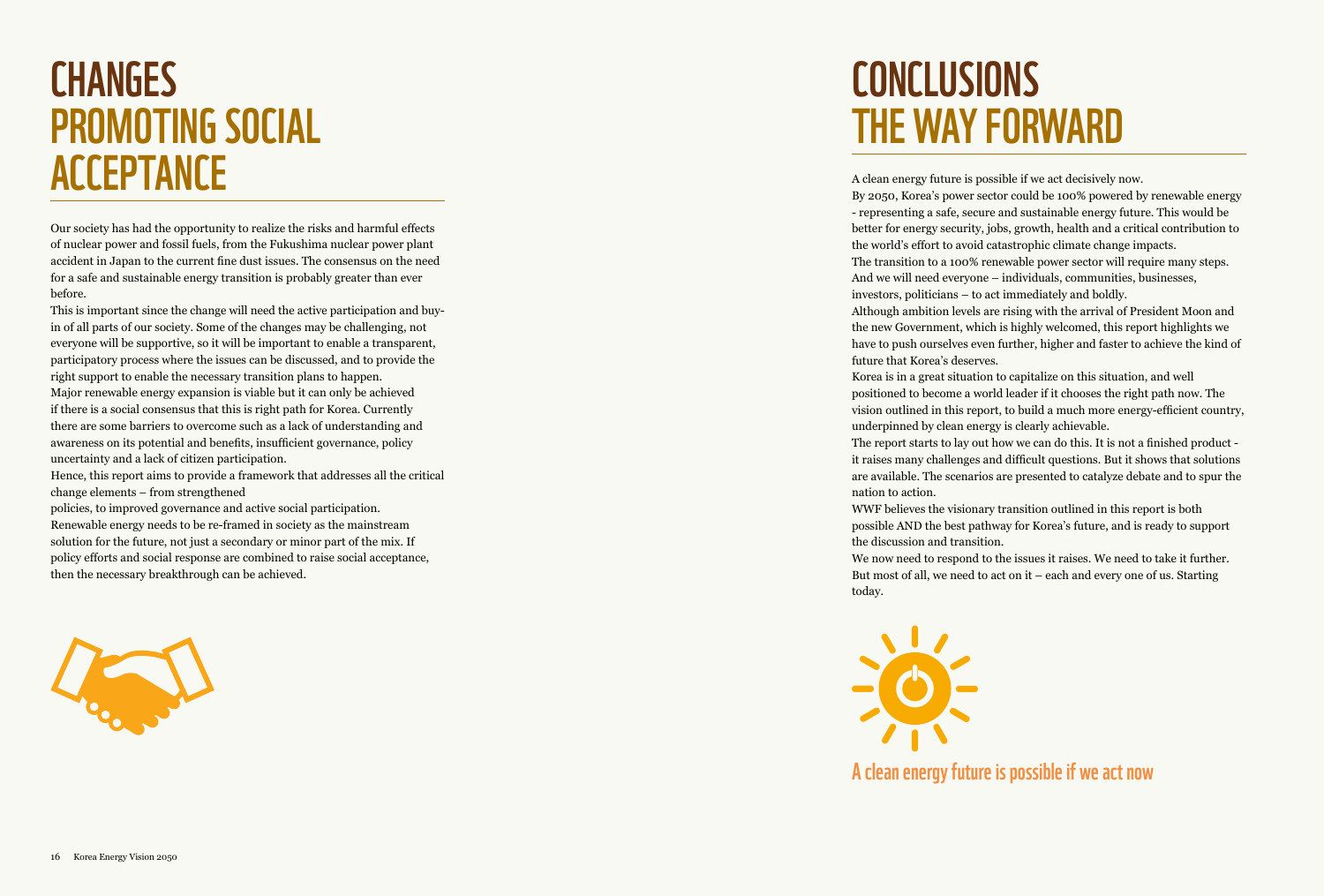# CHANGES
## PROMOTING SOCIAL ACCEPTANCE

Our society has had the opportunity to realize the risks and harmful effects of nuclear power and fossil fuels, from the Fukushima nuclear power plant accident in Japan to the current fine dust issues. The consensus on the need for a safe and sustainable energy transition is probably greater than ever before.

This is important since the change will need the active participation and buy-in of all parts of our society. Some of the changes may be challenging, not everyone will be supportive, so it will be important to enable a transparent, participatory process where the issues can be discussed, and to provide the right support to enable the necessary transition plans to happen.

Major renewable energy expansion is viable but it can only be achieved if there is a social consensus that this is right path for Korea. Currently there are some barriers to overcome such as a lack of understanding and awareness on its potential and benefits, insufficient governance, policy uncertainty and a lack of citizen participation.

Hence, this report aims to provide a framework that addresses all the critical change elements – from strengthened policies, to improved governance and active social participation.

Renewable energy needs to be re-framed in society as the mainstream solution for the future, not just a secondary or minor part of the mix. If policy efforts and social response are combined to raise social acceptance, then the necessary breakthrough can be achieved.

# CONCLUSIONS
## THE WAY FORWARD

A clean energy future is possible if we act decisively now.

By 2050, Korea's power sector could be 100% powered by renewable energy - representing a safe, secure and sustainable energy future. This would be better for energy security, jobs, growth, health and a critical contribution to the world's effort to avoid catastrophic climate change impacts.

The transition to a 100% renewable power sector will require many steps. And we will need everyone – individuals, communities, businesses, investors, politicians – to act immediately and boldly.

Although ambition levels are rising with the arrival of President Moon and the new Government, which is highly welcomed, this report highlights we have to push ourselves even further, higher and faster to achieve the kind of future that Korea's deserves.

Korea is in a great situation to capitalize on this situation, and well positioned to become a world leader if it chooses the right path now. The vision outlined in this report, to build a much more energy-efficient country, underpinned by clean energy is clearly achievable.

The report starts to lay out how we can do this. It is not a finished product - it raises many challenges and difficult questions. But it shows that solutions are available. The scenarios are presented to catalyze debate and to spur the nation to action.

WWF believes the visionary transition outlined in this report is both possible AND the best pathway for Korea's future, and is ready to support the discussion and transition.

We now need to respond to the issues it raises. We need to take it further. But most of all, we need to act on it – each and every one of us. Starting today.

**A clean energy future is possible if we act now**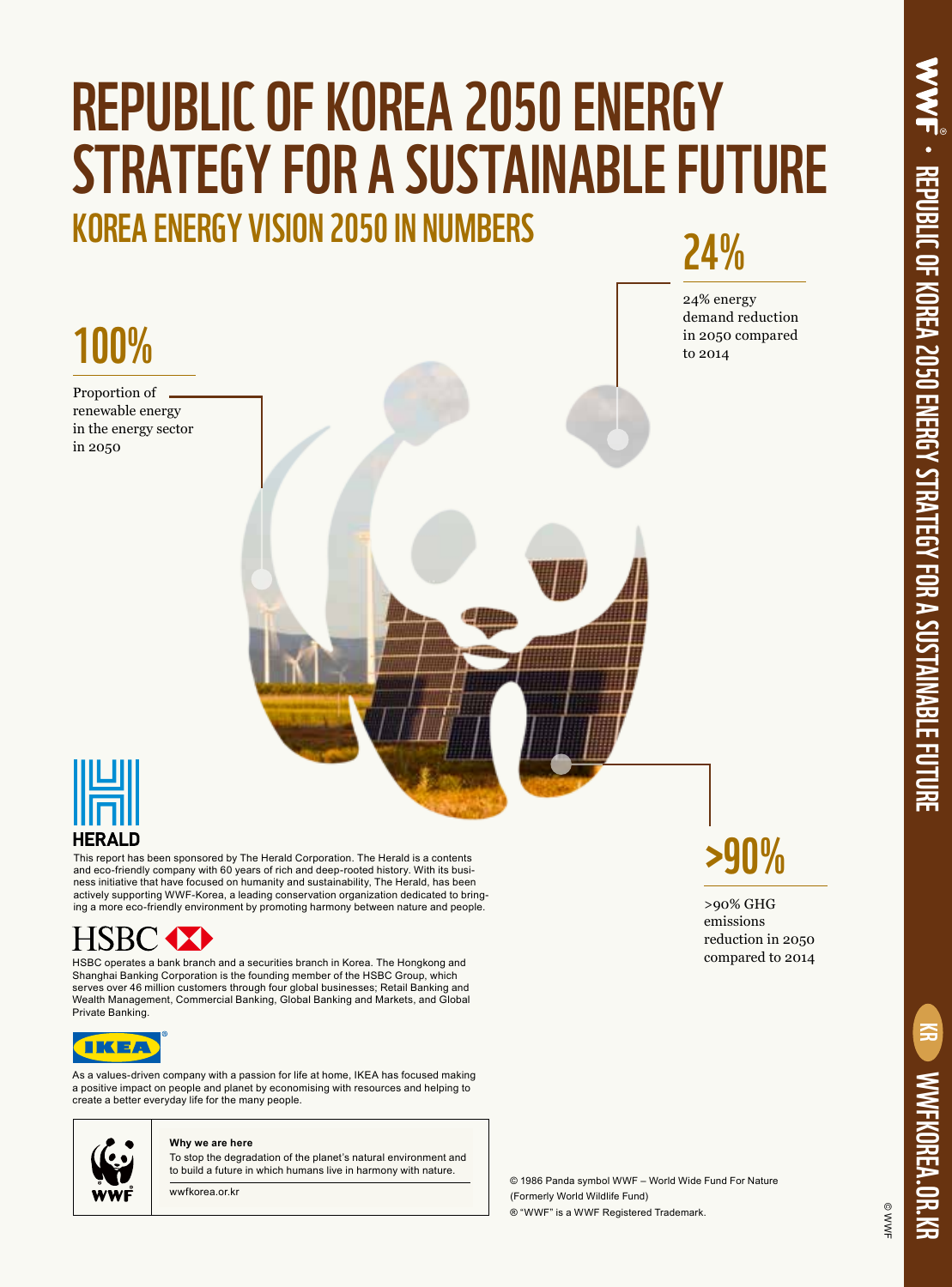# REPUBLIC OF KOREA 2050 ENERGY STRATEGY FOR A SUSTAINABLE FUTURE

## KOREA ENERGY VISION 2050 IN NUMBERS

**100%**

Proportion of renewable energy in the energy sector in 2050

**24%**

24% energy demand reduction in 2050 compared to 2014

**>90%**

>90% GHG emissions reduction in 2050 compared to 2014

HERALD

This report has been sponsored by The Herald Corporation. The Herald is a contents and eco-friendly company with 60 years of rich and deep-rooted history. With its business initiative that have focused on humanity and sustainability, The Herald, has been actively supporting WWF-Korea, a leading conservation organization dedicated to bringing a more eco-friendly environment by promoting harmony between nature and people.

HSBC

HSBC operates a bank branch and a securities branch in Korea. The Hongkong and Shanghai Banking Corporation is the founding member of the HSBC Group, which serves over 46 million customers through four global businesses; Retail Banking and Wealth Management, Commercial Banking, Global Banking and Markets, and Global Private Banking.

IKEA

As a values-driven company with a passion for life at home, IKEA has focused making a positive impact on people and planet by economising with resources and helping to create a better everyday life for the many people.

**Why we are here**

To stop the degradation of the planet's natural environment and to build a future in which humans live in harmony with nature.

wwfkorea.or.kr

© 1986 Panda symbol WWF – World Wide Fund For Nature (Formerly World Wildlife Fund)
® "WWF" is a WWF Registered Trademark.

WWF® • REPUBLIC OF KOREA 2050 ENERGY STRATEGY FOR A SUSTAINABLE FUTURE

KR WWFKOREA.OR.KR

© WWF